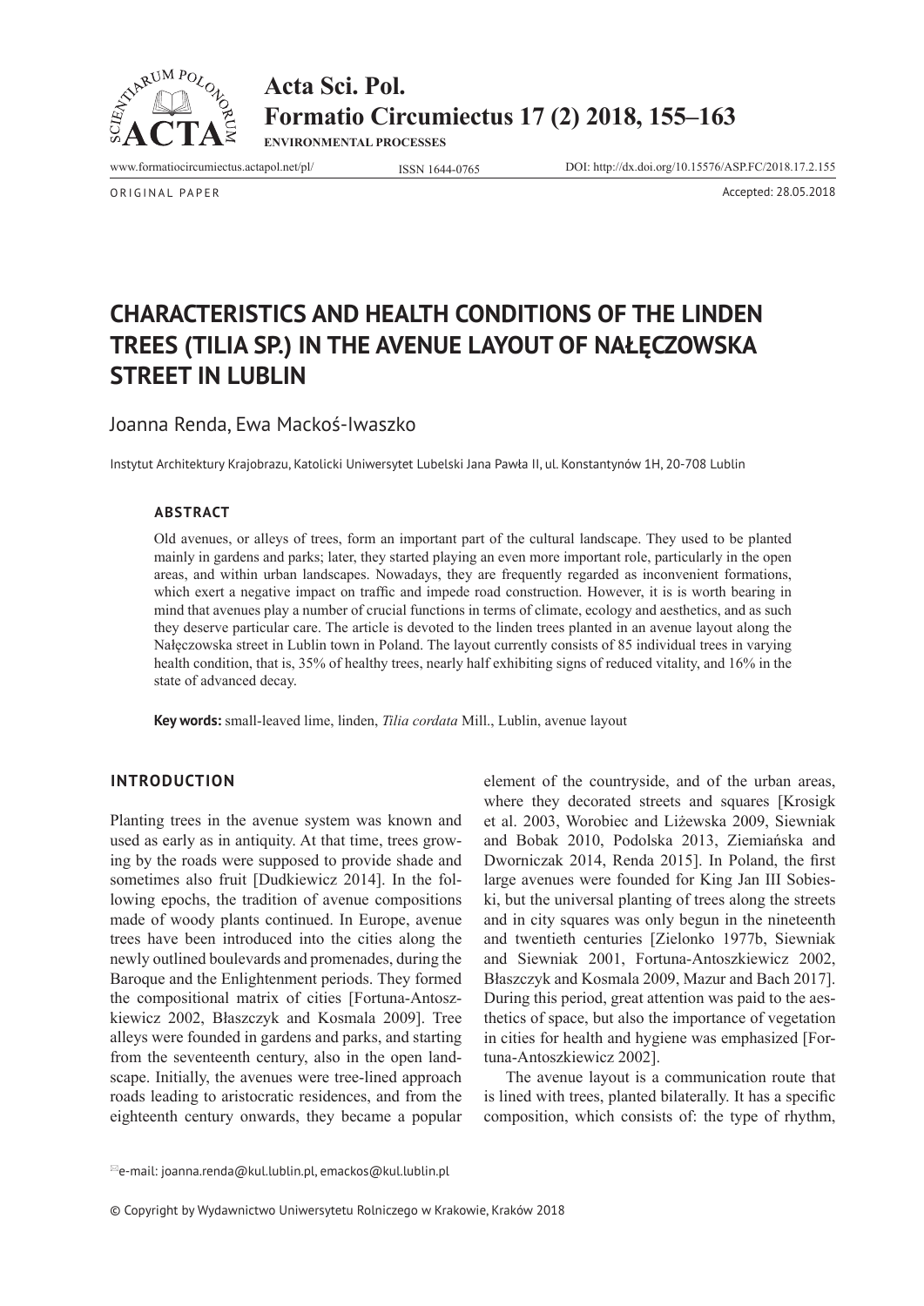ORIGINAL PAPER

Accepted: 28.05.2018

# CHARACTERISTICS AND HEALTH CONDITIONS OF THE LINDEN TREES (TILIA SP.) IN THE AVENUE LAYOUT OF NAŁĘCZOWSKA STREET IN LUBLIN

Joanna Renda, Ewa Mackoś-Iwaszko

Instytut Architektury Krajobrazu, Katolicki Uniwersytet Lubelski Jana Pawła II, ul. Konstantynów 1H, 20-708 Lublin

## ABSTRACT

Old avenues, or alleys of trees, form an important part of the cultural landscape. They used to be planted mainly in gardens and parks; later, they started playing an even more important role, particularly in the open areas, and within urban landscapes. Nowadays, they are frequently regarded as inconvenient formations, which exert a negative impact on traffic and impede road construction. However, it is is worth bearing in mind that avenues play a number of crucial functions in terms of climate, ecology and aesthetics, and as such they deserve particular care. The article is devoted to the linden trees planted in an avenue layout along the Nałęczowska street in Lublin town in Poland. The layout currently consists of 85 individual trees in varying health condition, that is, 35% of healthy trees, nearly half exhibiting signs of reduced vitality, and 16% in the state of advanced decay.

**Key words:** small-leaved lime, linden, *Tilia cordata* Mill., Lublin, avenue layout

## INTRODUCTION

Planting trees in the avenue system was known and used as early as in antiquity. At that time, trees growing by the roads were supposed to provide shade and sometimes also fruit [Dudkiewicz 2014]. In the following epochs, the tradition of avenue compositions made of woody plants continued. In Europe, avenue trees have been introduced into the cities along the newly outlined boulevards and promenades, during the Baroque and the Enlightenment periods. They formed the compositional matrix of cities [Fortuna-Antoszkiewicz 2002, Błaszczyk and Kosmala 2009]. Tree alleys were founded in gardens and parks, and starting from the seventeenth century, also in the open landscape. Initially, the avenues were tree-lined approach roads leading to aristocratic residences, and from the eighteenth century onwards, they became a popular element of the countryside, and of the urban areas, where they decorated streets and squares [Krosigk et al. 2003, Worobiec and Liżewska 2009, Siewniak and Bobak 2010, Podolska 2013, Ziemiańska and Dworniczak 2014, Renda 2015]. In Poland, the first large avenues were founded for King Jan III Sobieski, but the universal planting of trees along the streets and in city squares was only begun in the nineteenth and twentieth centuries [Zielonko 1977b, Siewniak and Siewniak 2001, Fortuna-Antoszkiewicz 2002, Błaszczyk and Kosmala 2009, Mazur and Bach 2017]. During this period, great attention was paid to the aesthetics of space, but also the importance of vegetation in cities for health and hygiene was emphasized [Fortuna-Antoszkiewicz 2002].

The avenue layout is a communication route that is lined with trees, planted bilaterally. It has a specific composition, which consists of: the type of rhythm,

e-mail: joanna.renda@kul.lublin.pl, emackos@kul.lublin.pl

© Copyright by Wydawnictwo Uniwersytetu Rolniczego w Krakowie, Kraków 2018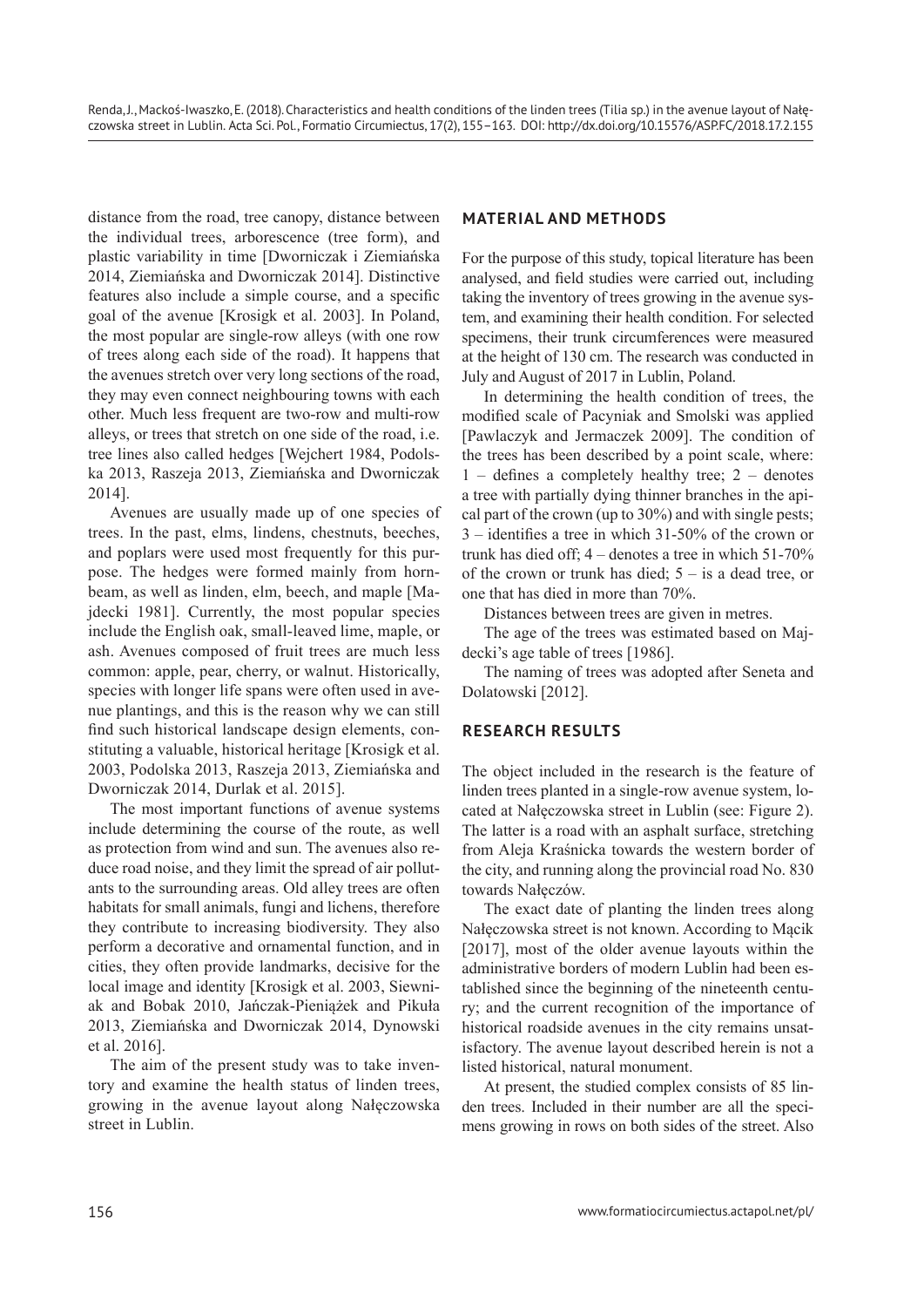distance from the road, tree canopy, distance between the individual trees, arborescence (tree form), and plastic variability in time [Dworniczak i Ziemiańska 2014, Ziemiańska and Dworniczak 2014]. Distinctive features also include a simple course, and a specific goal of the avenue [Krosigk et al. 2003]. In Poland, the most popular are single-row alleys (with one row of trees along each side of the road). It happens that the avenues stretch over very long sections of the road, they may even connect neighbouring towns with each other. Much less frequent are two-row and multi-row alleys, or trees that stretch on one side of the road, i.e. tree lines also called hedges [Wejchert 1984, Podolska 2013, Raszeja 2013, Ziemiańska and Dworniczak 2014].

Avenues are usually made up of one species of trees. In the past, elms, lindens, chestnuts, beeches, and poplars were used most frequently for this purpose. The hedges were formed mainly from hornbeam, as well as linden, elm, beech, and maple [Majdecki 1981]. Currently, the most popular species include the English oak, small-leaved lime, maple, or ash. Avenues composed of fruit trees are much less common: apple, pear, cherry, or walnut. Historically, species with longer life spans were often used in avenue plantings, and this is the reason why we can still find such historical landscape design elements, constituting a valuable, historical heritage [Krosigk et al. 2003, Podolska 2013, Raszeja 2013, Ziemiańska and Dworniczak 2014, Durlak et al. 2015].

The most important functions of avenue systems include determining the course of the route, as well as protection from wind and sun. The avenues also reduce road noise, and they limit the spread of air pollutants to the surrounding areas. Old alley trees are often habitats for small animals, fungi and lichens, therefore they contribute to increasing biodiversity. They also perform a decorative and ornamental function, and in cities, they often provide landmarks, decisive for the local image and identity [Krosigk et al. 2003, Siewniak and Bobak 2010, Jańczak-Pieniążek and Pikuła 2013, Ziemiańska and Dworniczak 2014, Dynowski et al. 2016].

The aim of the present study was to take inventory and examine the health status of linden trees, growing in the avenue layout along Nałęczowska street in Lublin.

## MATERIAL AND METHODS

For the purpose of this study, topical literature has been analysed, and field studies were carried out, including taking the inventory of trees growing in the avenue system, and examining their health condition. For selected specimens, their trunk circumferences were measured at the height of 130 cm. The research was conducted in July and August of 2017 in Lublin, Poland.

In determining the health condition of trees, the modified scale of Pacyniak and Smolski was applied [Pawlaczyk and Jermaczek 2009]. The condition of the trees has been described by a point scale, where: 1 – defines a completely healthy tree; 2 – denotes a tree with partially dying thinner branches in the apical part of the crown (up to 30%) and with single pests; 3 – identifies a tree in which 31-50% of the crown or trunk has died off; 4 – denotes a tree in which 51-70% of the crown or trunk has died; 5 – is a dead tree, or one that has died in more than 70%.

Distances between trees are given in metres.

The age of the trees was estimated based on Majdecki's age table of trees [1986].

The naming of trees was adopted after Seneta and Dolatowski [2012].

## RESEARCH RESULTS

The object included in the research is the feature of linden trees planted in a single-row avenue system, located at Nałęczowska street in Lublin (see: Figure 2). The latter is a road with an asphalt surface, stretching from Aleja Kraśnicka towards the western border of the city, and running along the provincial road No. 830 towards Nałęczów.

The exact date of planting the linden trees along Nałęczowska street is not known. According to Mącik [2017], most of the older avenue layouts within the administrative borders of modern Lublin had been established since the beginning of the nineteenth century; and the current recognition of the importance of historical roadside avenues in the city remains unsatisfactory. The avenue layout described herein is not a listed historical, natural monument.

At present, the studied complex consists of 85 linden trees. Included in their number are all the specimens growing in rows on both sides of the street. Also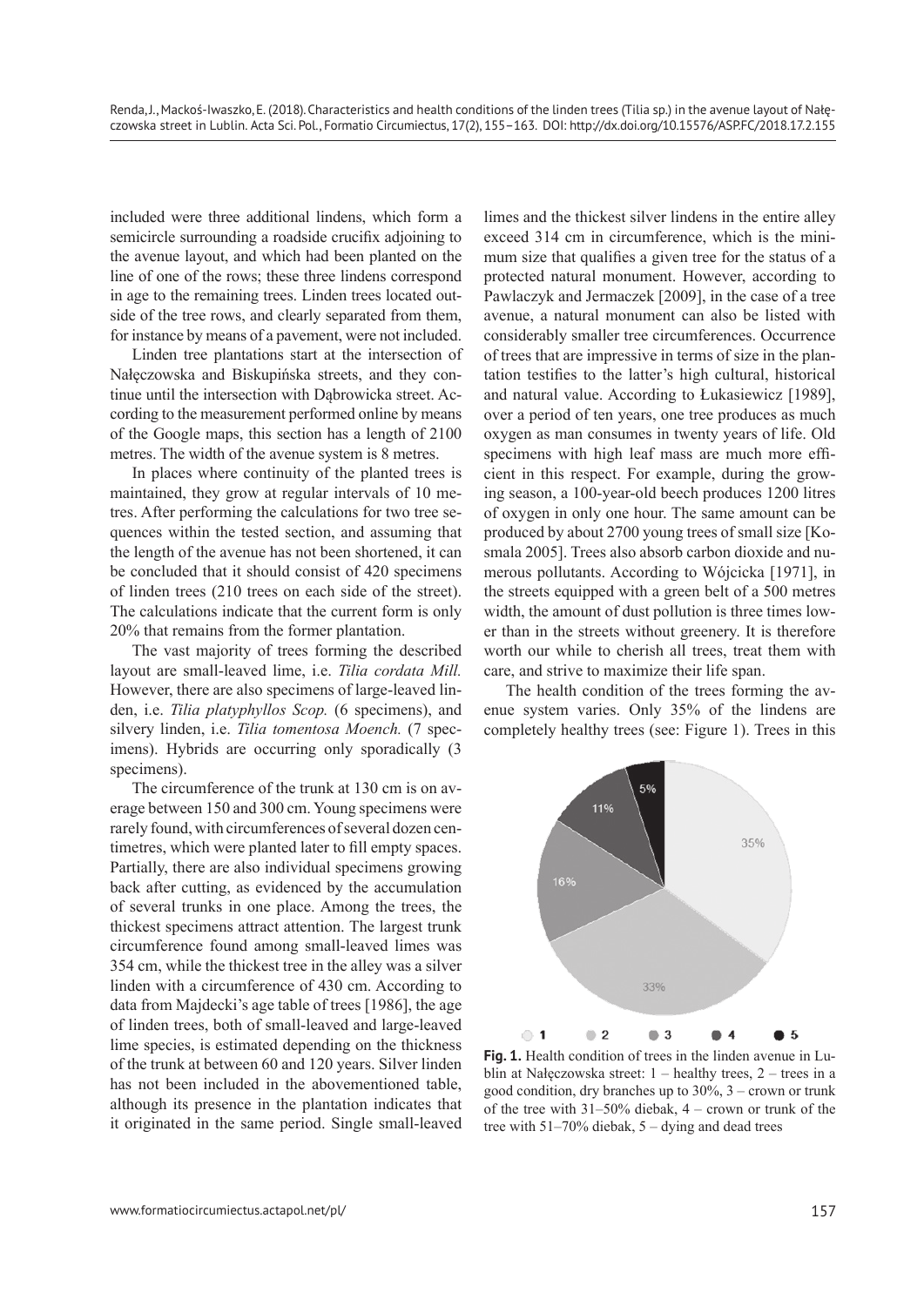included were three additional lindens, which form a semicircle surrounding a roadside crucifix adjoining to the avenue layout, and which had been planted on the line of one of the rows; these three lindens correspond in age to the remaining trees. Linden trees located outside of the tree rows, and clearly separated from them, for instance by means of a pavement, were not included.

Linden tree plantations start at the intersection of Nałęczowska and Biskupińska streets, and they continue until the intersection with Dąbrowicka street. According to the measurement performed online by means of the Google maps, this section has a length of 2100 metres. The width of the avenue system is 8 metres.

In places where continuity of the planted trees is maintained, they grow at regular intervals of 10 metres. After performing the calculations for two tree sequences within the tested section, and assuming that the length of the avenue has not been shortened, it can be concluded that it should consist of 420 specimens of linden trees (210 trees on each side of the street). The calculations indicate that the current form is only 20% that remains from the former plantation.

The vast majority of trees forming the described layout are small-leaved lime, i.e. *Tilia cordata Mill.* However, there are also specimens of large-leaved linden, i.e. *Tilia platyphyllos Scop.* (6 specimens), and silvery linden, i.e. *Tilia tomentosa Moench.* (7 specimens). Hybrids are occurring only sporadically (3 specimens).

The circumference of the trunk at 130 cm is on average between 150 and 300 cm. Young specimens were rarely found, with circumferences of several dozen centimetres, which were planted later to fill empty spaces. Partially, there are also individual specimens growing back after cutting, as evidenced by the accumulation of several trunks in one place. Among the trees, the thickest specimens attract attention. The largest trunk circumference found among small-leaved limes was 354 cm, while the thickest tree in the alley was a silver linden with a circumference of 430 cm. According to data from Majdecki's age table of trees [1986], the age of linden trees, both of small-leaved and large-leaved lime species, is estimated depending on the thickness of the trunk at between 60 and 120 years. Silver linden has not been included in the abovementioned table, although its presence in the plantation indicates that it originated in the same period. Single small-leaved limes and the thickest silver lindens in the entire alley exceed 314 cm in circumference, which is the minimum size that qualifies a given tree for the status of a protected natural monument. However, according to Pawlaczyk and Jermaczek [2009], in the case of a tree avenue, a natural monument can also be listed with considerably smaller tree circumferences. Occurrence of trees that are impressive in terms of size in the plantation testifies to the latter's high cultural, historical and natural value. According to Łukasiewicz [1989], over a period of ten years, one tree produces as much oxygen as man consumes in twenty years of life. Old specimens with high leaf mass are much more efficient in this respect. For example, during the growing season, a 100-year-old beech produces 1200 litres of oxygen in only one hour. The same amount can be produced by about 2700 young trees of small size [Kosmala 2005]. Trees also absorb carbon dioxide and numerous pollutants. According to Wójcicka [1971], in the streets equipped with a green belt of a 500 metres width, the amount of dust pollution is three times lower than in the streets without greenery. It is therefore worth our while to cherish all trees, treat them with care, and strive to maximize their life span.

The health condition of the trees forming the avenue system varies. Only 35% of the lindens are completely healthy trees (see: Figure 1). Trees in this

**Fig. 1.** Health condition of trees in the linden avenue in Lublin at Nałęczowska street: 1 – healthy trees, 2 – trees in a good condition, dry branches up to 30%, 3 – crown or trunk of the tree with 31–50% diebak, 4 – crown or trunk of the tree with 51–70% diebak, 5 – dying and dead trees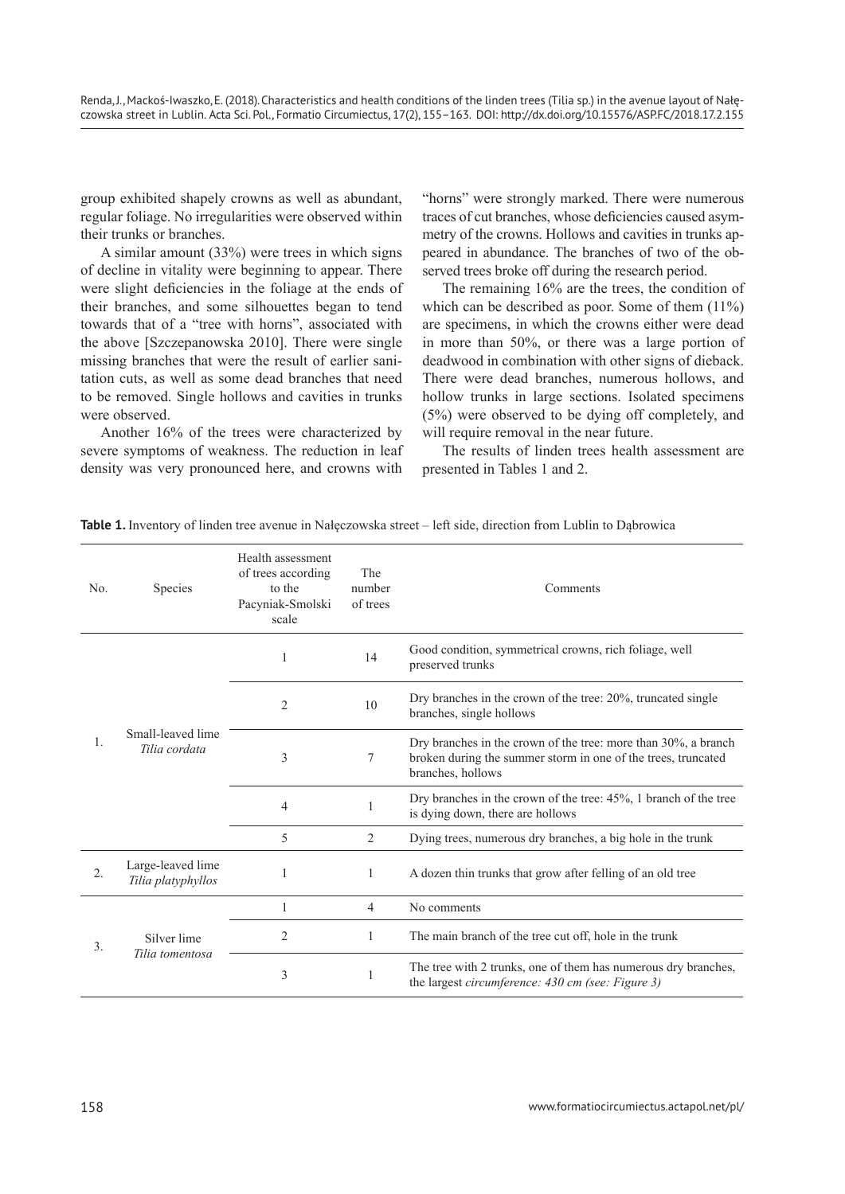group exhibited shapely crowns as well as abundant, regular foliage. No irregularities were observed within their trunks or branches.

A similar amount (33%) were trees in which signs of decline in vitality were beginning to appear. There were slight deficiencies in the foliage at the ends of their branches, and some silhouettes began to tend towards that of a "tree with horns", associated with the above [Szczepanowska 2010]. There were single missing branches that were the result of earlier sanitation cuts, as well as some dead branches that need to be removed. Single hollows and cavities in trunks were observed.

Another 16% of the trees were characterized by severe symptoms of weakness. The reduction in leaf density was very pronounced here, and crowns with "horns" were strongly marked. There were numerous traces of cut branches, whose deficiencies caused asymmetry of the crowns. Hollows and cavities in trunks appeared in abundance. The branches of two of the observed trees broke off during the research period.

The remaining 16% are the trees, the condition of which can be described as poor. Some of them (11%) are specimens, in which the crowns either were dead in more than 50%, or there was a large portion of deadwood in combination with other signs of dieback. There were dead branches, numerous hollows, and hollow trunks in large sections. Isolated specimens (5%) were observed to be dying off completely, and will require removal in the near future.

The results of linden trees health assessment are presented in Tables 1 and 2.

**Table 1.** Inventory of linden tree avenue in Nałęczowska street – left side, direction from Lublin to Dąbrowica

| No. | Species | Health assessment of trees according to the Pacyniak-Smolski scale | The number of trees | Comments |
|---|---|---|---|---|
| 1. | Small-leaved lime *Tilia cordata* | 1 | 14 | Good condition, symmetrical crowns, rich foliage, well preserved trunks |
| | | 2 | 10 | Dry branches in the crown of the tree: 20%, truncated single branches, single hollows |
| | | 3 | 7 | Dry branches in the crown of the tree: more than 30%, a branch broken during the summer storm in one of the trees, truncated branches, hollows |
| | | 4 | 1 | Dry branches in the crown of the tree: 45%, 1 branch of the tree is dying down, there are hollows |
| | | 5 | 2 | Dying trees, numerous dry branches, a big hole in the trunk |
| 2. | Large-leaved lime *Tilia platyphyllos* | 1 | 1 | A dozen thin trunks that grow after felling of an old tree |
| 3. | Silver lime *Tilia tomentosa* | 1 | 4 | No comments |
| | | 2 | 1 | The main branch of the tree cut off, hole in the trunk |
| | | 3 | 1 | The tree with 2 trunks, one of them has numerous dry branches, the largest *circumference: 430 cm (see: Figure 3)* |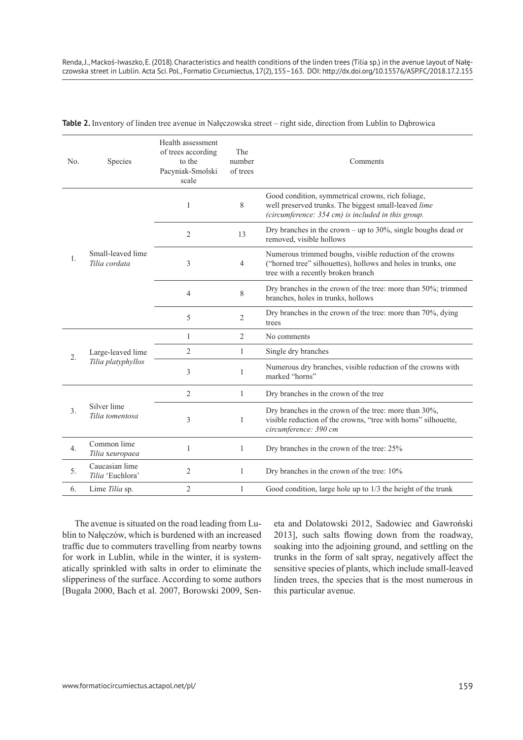**Table 2.** Inventory of linden tree avenue in Nałęczowska street – right side, direction from Lublin to Dąbrowica

| No. | Species | Health assessment of trees according to the Pacyniak-Smolski scale | The number of trees | Comments |
|---|---|---|---|---|
| 1. | Small-leaved lime *Tilia cordata* | 1 | 8 | Good condition, symmetrical crowns, rich foliage, well preserved trunks. The biggest small-leaved *lime (circumference: 354 cm) is included in this group.* |
| | | 2 | 13 | Dry branches in the crown – up to 30%, single boughs dead or removed, visible hollows |
| | | 3 | 4 | Numerous trimmed boughs, visible reduction of the crowns ("horned tree" silhouettes), hollows and holes in trunks, one tree with a recently broken branch |
| | | 4 | 8 | Dry branches in the crown of the tree: more than 50%; trimmed branches, holes in trunks, hollows |
| | | 5 | 2 | Dry branches in the crown of the tree: more than 70%, dying trees |
| 2. | Large-leaved lime *Tilia platyphyllos* | 1 | 2 | No comments |
| | | 2 | 1 | Single dry branches |
| | | 3 | 1 | Numerous dry branches, visible reduction of the crowns with marked "horns" |
| 3. | Silver lime *Tilia tomentosa* | 2 | 1 | Dry branches in the crown of the tree |
| | | 3 | 1 | Dry branches in the crown of the tree: more than 30%, visible reduction of the crowns, "tree with horns" silhouette, *circumference: 390 cm* |
| 4. | Common lime *Tilia* x*europaea* | 1 | 1 | Dry branches in the crown of the tree: 25% |
| 5. | Caucasian lime *Tilia* 'Euchlora' | 2 | 1 | Dry branches in the crown of the tree: 10% |
| 6. | Lime *Tilia* sp. | 2 | 1 | Good condition, large hole up to 1/3 the height of the trunk |

The avenue is situated on the road leading from Lublin to Nałęczów, which is burdened with an increased traffic due to commuters travelling from nearby towns for work in Lublin, while in the winter, it is systematically sprinkled with salts in order to eliminate the slipperiness of the surface. According to some authors [Bugała 2000, Bach et al. 2007, Borowski 2009, Seneta and Dolatowski 2012, Sadowiec and Gawroński 2013], such salts flowing down from the roadway, soaking into the adjoining ground, and settling on the trunks in the form of salt spray, negatively affect the sensitive species of plants, which include small-leaved linden trees, the species that is the most numerous in this particular avenue.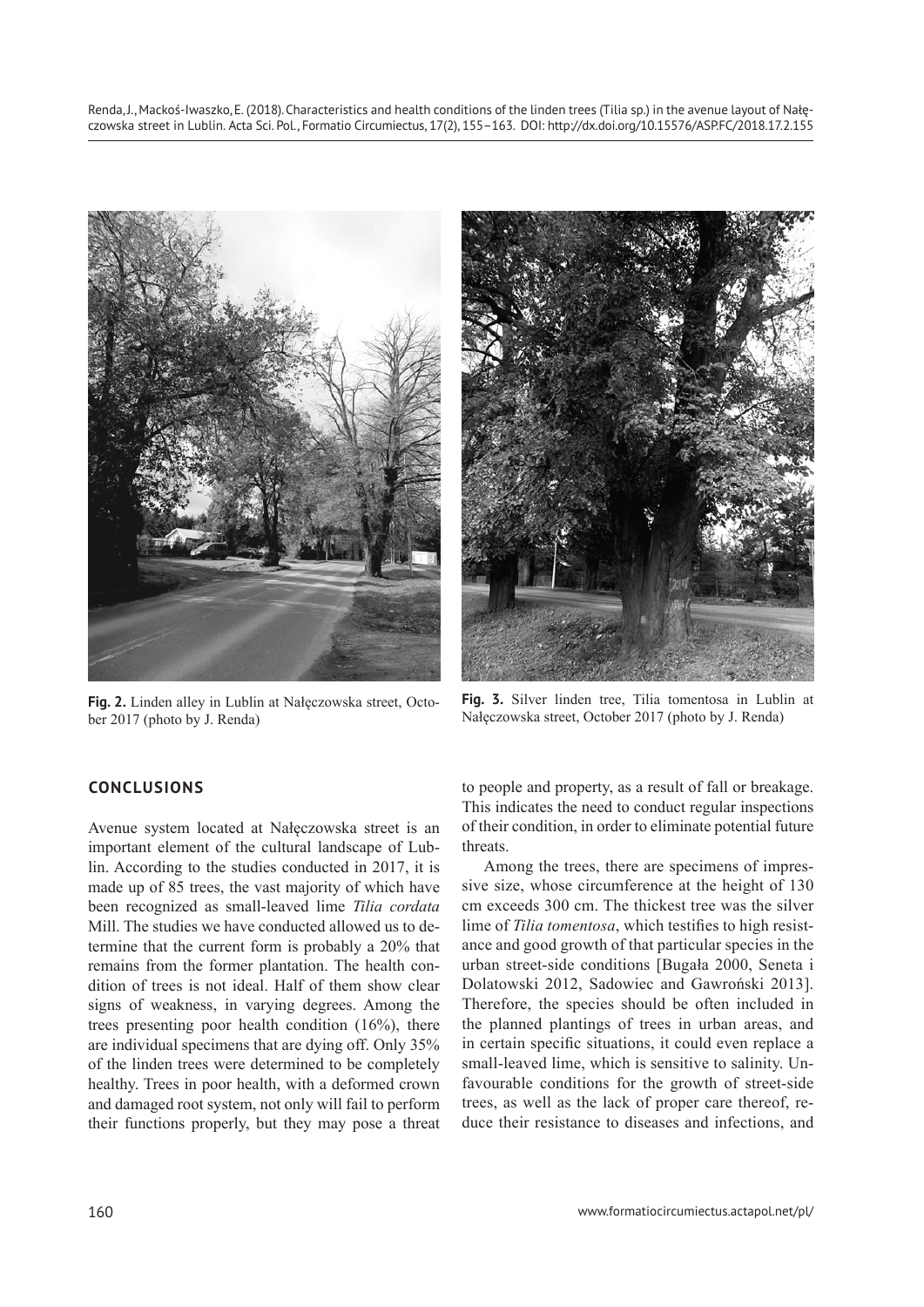Fig. 2. Linden alley in Lublin at Nałęczowska street, October 2017 (photo by J. Renda)

Fig. 3. Silver linden tree, Tilia tomentosa in Lublin at Nałęczowska street, October 2017 (photo by J. Renda)

## CONCLUSIONS

Avenue system located at Nałęczowska street is an important element of the cultural landscape of Lublin. According to the studies conducted in 2017, it is made up of 85 trees, the vast majority of which have been recognized as small-leaved lime *Tilia cordata* Mill. The studies we have conducted allowed us to determine that the current form is probably a 20% that remains from the former plantation. The health condition of trees is not ideal. Half of them show clear signs of weakness, in varying degrees. Among the trees presenting poor health condition (16%), there are individual specimens that are dying off. Only 35% of the linden trees were determined to be completely healthy. Trees in poor health, with a deformed crown and damaged root system, not only will fail to perform their functions properly, but they may pose a threat to people and property, as a result of fall or breakage. This indicates the need to conduct regular inspections of their condition, in order to eliminate potential future threats.

Among the trees, there are specimens of impressive size, whose circumference at the height of 130 cm exceeds 300 cm. The thickest tree was the silver lime of *Tilia tomentosa*, which testifies to high resistance and good growth of that particular species in the urban street-side conditions [Bugała 2000, Seneta i Dolatowski 2012, Sadowiec and Gawroński 2013]. Therefore, the species should be often included in the planned plantings of trees in urban areas, and in certain specific situations, it could even replace a small-leaved lime, which is sensitive to salinity. Unfavourable conditions for the growth of street-side trees, as well as the lack of proper care thereof, reduce their resistance to diseases and infections, and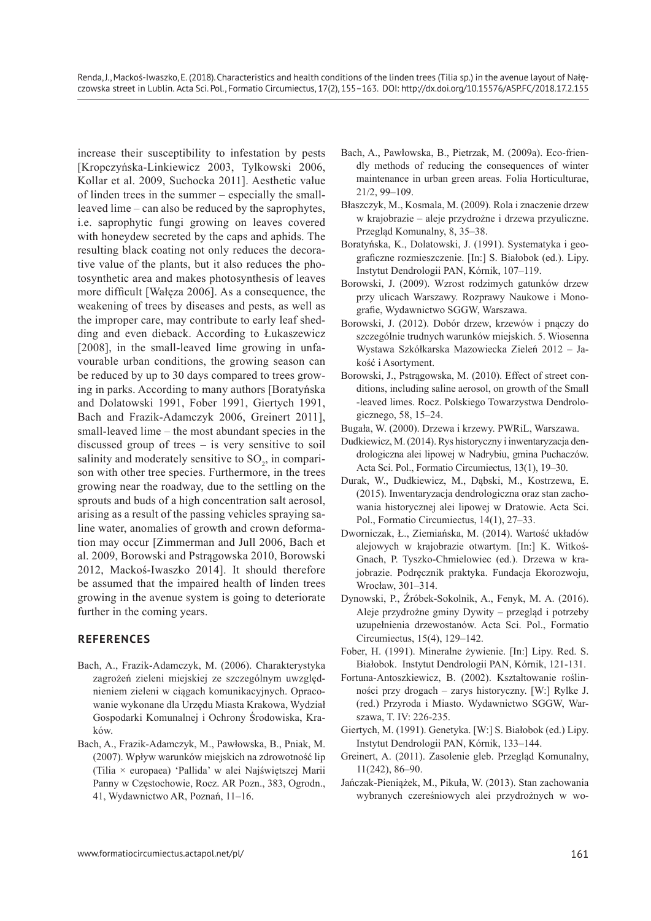increase their susceptibility to infestation by pests [Kropczyńska-Linkiewicz 2003, Tylkowski 2006, Kollar et al. 2009, Suchocka 2011]. Aesthetic value of linden trees in the summer – especially the small-leaved lime – can also be reduced by the saprophytes, i.e. saprophytic fungi growing on leaves covered with honeydew secreted by the caps and aphids. The resulting black coating not only reduces the decorative value of the plants, but it also reduces the photosynthetic area and makes photosynthesis of leaves more difficult [Wałęza 2006]. As a consequence, the weakening of trees by diseases and pests, as well as the improper care, may contribute to early leaf shedding and even dieback. According to Łukaszewicz [2008], in the small-leaved lime growing in unfavourable urban conditions, the growing season can be reduced by up to 30 days compared to trees growing in parks. According to many authors [Boratyńska and Dolatowski 1991, Fober 1991, Giertych 1991, Bach and Frazik-Adamczyk 2006, Greinert 2011], small-leaved lime – the most abundant species in the discussed group of trees – is very sensitive to soil salinity and moderately sensitive to $SO_2$, in comparison with other tree species. Furthermore, in the trees growing near the roadway, due to the settling on the sprouts and buds of a high concentration salt aerosol, arising as a result of the passing vehicles spraying saline water, anomalies of growth and crown deformation may occur [Zimmerman and Jull 2006, Bach et al. 2009, Borowski and Pstrągowska 2010, Borowski 2012, Mackoś-Iwaszko 2014]. It should therefore be assumed that the impaired health of linden trees growing in the avenue system is going to deteriorate further in the coming years.

## REFERENCES

Bach, A., Frazik-Adamczyk, M. (2006). Charakterystyka zagrożeń zieleni miejskiej ze szczególnym uwzględnieniem zieleni w ciągach komunikacyjnych. Opracowanie wykonane dla Urzędu Miasta Krakowa, Wydział Gospodarki Komunalnej i Ochrony Środowiska, Kraków.

Bach, A., Frazik-Adamczyk, M., Pawłowska, B., Pniak, M. (2007). Wpływ warunków miejskich na zdrowotność lip (Tilia × europaea) 'Pallida' w alei Najświętszej Marii Panny w Częstochowie, Rocz. AR Pozn., 383, Ogrodn., 41, Wydawnictwo AR, Poznań, 11–16.

Bach, A., Pawłowska, B., Pietrzak, M. (2009a). Eco-friendly methods of reducing the consequences of winter maintenance in urban green areas. Folia Horticulturae, 21/2, 99–109.

Błaszczyk, M., Kosmala, M. (2009). Rola i znaczenie drzew w krajobrazie – aleje przydrożne i drzewa przyuliczne. Przegląd Komunalny, 8, 35–38.

Boratyńska, K., Dolatowski, J. (1991). Systematyka i geograficzne rozmieszczenie. [In:] S. Białobok (ed.). Lipy. Instytut Dendrologii PAN, Kórnik, 107–119.

Borowski, J. (2009). Wzrost rodzimych gatunków drzew przy ulicach Warszawy. Rozprawy Naukowe i Monografie, Wydawnictwo SGGW, Warszawa.

Borowski, J. (2012). Dobór drzew, krzewów i pnączy do szczególnie trudnych warunków miejskich. 5. Wiosenna Wystawa Szkółkarska Mazowiecka Zieleń 2012 – Jakość i Asortyment.

Borowski, J., Pstrągowska, M. (2010). Effect of street conditions, including saline aerosol, on growth of the Small-leaved limes. Rocz. Polskiego Towarzystwa Dendrologicznego, 58, 15–24.

Bugała, W. (2000). Drzewa i krzewy. PWRiL, Warszawa.

Dudkiewicz, M. (2014). Rys historyczny i inwentaryzacja dendrologiczna alei lipowej w Nadrybiu, gmina Puchaczów. Acta Sci. Pol., Formatio Circumiectus, 13(1), 19–30.

Durak, W., Dudkiewicz, M., Dąbski, M., Kostrzewa, E. (2015). Inwentaryzacja dendrologiczna oraz stan zachowania historycznej alei lipowej w Dratowie. Acta Sci. Pol., Formatio Circumiectus, 14(1), 27–33.

Dworniczak, Ł., Ziemiańska, M. (2014). Wartość układów alejowych w krajobrazie otwartym. [In:] K. Witkoś-Gnach, P. Tyszko-Chmielowiec (ed.). Drzewa w krajobrazie. Podręcznik praktyka. Fundacja Ekorozwoju, Wrocław, 301–314.

Dynowski, P., Źróbek-Sokolnik, A., Fenyk, M. A. (2016). Aleje przydrożne gminy Dywity – przegląd i potrzeby uzupełnienia drzewostanów. Acta Sci. Pol., Formatio Circumiectus, 15(4), 129–142.

Fober, H. (1991). Mineralne żywienie. [In:] Lipy. Red. S. Białobok. Instytut Dendrologii PAN, Kórnik, 121-131.

Fortuna-Antoszkiewicz, B. (2002). Kształtowanie roślinności przy drogach – zarys historyczny. [W:] Rylke J. (red.) Przyroda i Miasto. Wydawnictwo SGGW, Warszawa, T. IV: 226-235.

Giertych, M. (1991). Genetyka. [W:] S. Białobok (ed.) Lipy. Instytut Dendrologii PAN, Kórnik, 133–144.

Greinert, A. (2011). Zasolenie gleb. Przegląd Komunalny, 11(242), 86–90.

Jańczak-Pieniążek, M., Pikuła, W. (2013). Stan zachowania wybranych czereśniowych alei przydrożnych w wo-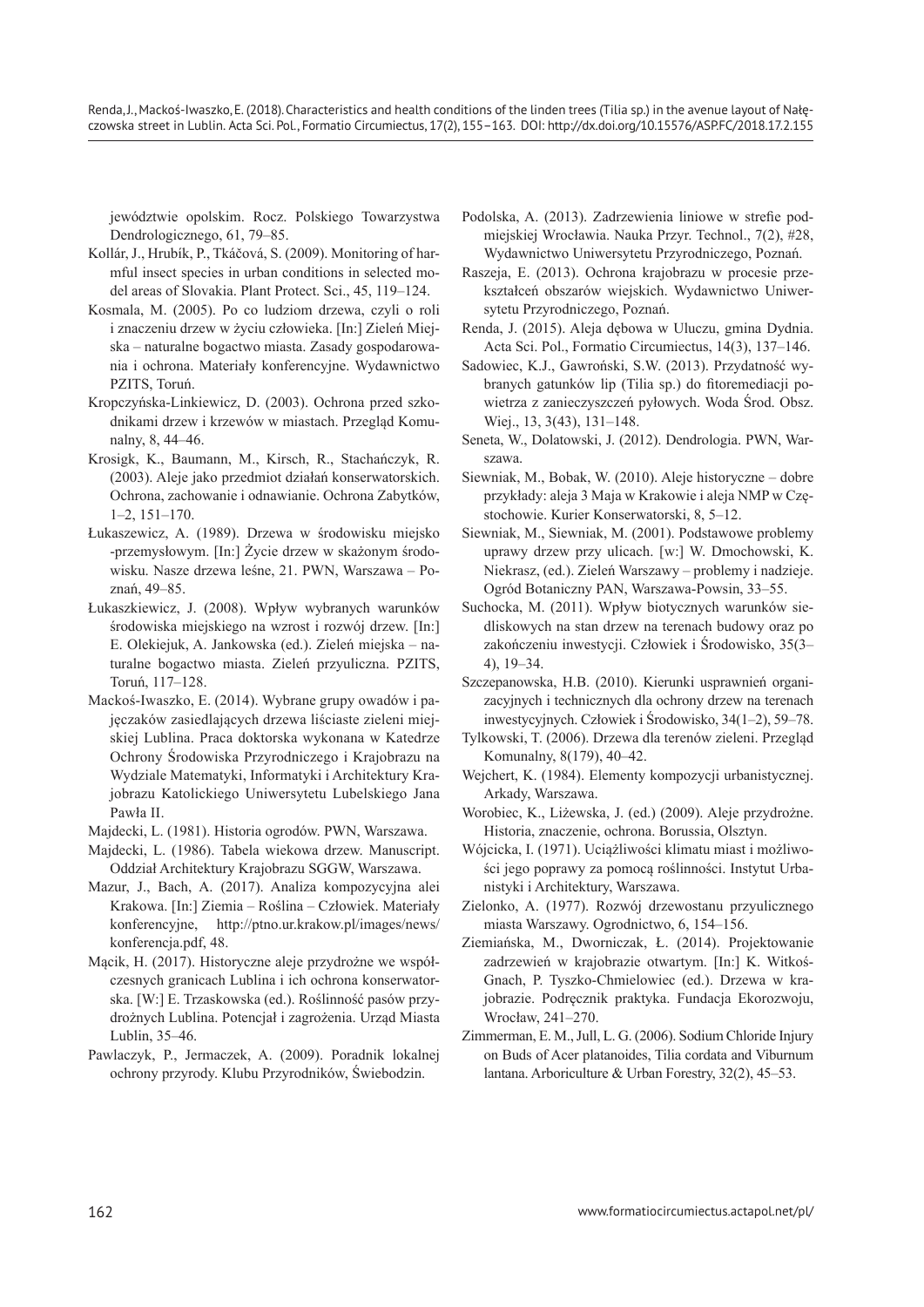jewództwie opolskim. Rocz. Polskiego Towarzystwa Dendrologicznego, 61, 79–85.

Kollár, J., Hrubík, P., Tkáčová, S. (2009). Monitoring of harmful insect species in urban conditions in selected model areas of Slovakia. Plant Protect. Sci., 45, 119–124.

Kosmala, M. (2005). Po co ludziom drzewa, czyli o roli i znaczeniu drzew w życiu człowieka. [In:] Zieleń Miejska – naturalne bogactwo miasta. Zasady gospodarowania i ochrona. Materiały konferencyjne. Wydawnictwo PZITS, Toruń.

Kropczyńska-Linkiewicz, D. (2003). Ochrona przed szkodnikami drzew i krzewów w miastach. Przegląd Komunalny, 8, 44–46.

Krosigk, K., Baumann, M., Kirsch, R., Stachańczyk, R. (2003). Aleje jako przedmiot działań konserwatorskich. Ochrona, zachowanie i odnawianie. Ochrona Zabytków, 1–2, 151–170.

Łukaszewicz, A. (1989). Drzewa w środowisku miejsko-przemysłowym. [In:] Życie drzew w skażonym środowisku. Nasze drzewa leśne, 21. PWN, Warszawa – Poznań, 49–85.

Łukaszkiewicz, J. (2008). Wpływ wybranych warunków środowiska miejskiego na wzrost i rozwój drzew. [In:] E. Olekiejuk, A. Jankowska (ed.). Zieleń miejska – naturalne bogactwo miasta. Zieleń przyuliczna. PZITS, Toruń, 117–128.

Mackoś-Iwaszko, E. (2014). Wybrane grupy owadów i pajęczaków zasiedlających drzewa liściaste zieleni miejskiej Lublina. Praca doktorska wykonana w Katedrze Ochrony Środowiska Przyrodniczego i Krajobrazu na Wydziale Matematyki, Informatyki i Architektury Krajobrazu Katolickiego Uniwersytetu Lubelskiego Jana Pawła II.

Majdecki, L. (1981). Historia ogrodów. PWN, Warszawa.

Majdecki, L. (1986). Tabela wiekowa drzew. Manuscript. Oddział Architektury Krajobrazu SGGW, Warszawa.

Mazur, J., Bach, A. (2017). Analiza kompozycyjna alei Krakowa. [In:] Ziemia – Roślina – Człowiek. Materiały konferencyjne, http://ptno.ur.krakow.pl/images/news/konferencja.pdf, 48.

Mącik, H. (2017). Historyczne aleje przydrożne we współczesnych granicach Lublina i ich ochrona konserwatorska. [W:] E. Trzaskowska (ed.). Roślinność pasów przydrożnych Lublina. Potencjał i zagrożenia. Urząd Miasta Lublin, 35–46.

Pawlaczyk, P., Jermaczek, A. (2009). Poradnik lokalnej ochrony przyrody. Klubu Przyrodników, Świebodzin.

Podolska, A. (2013). Zadrzewienia liniowe w strefie podmiejskiej Wrocławia. Nauka Przyr. Technol., 7(2), #28, Wydawnictwo Uniwersytetu Przyrodniczego, Poznań.

Raszeja, E. (2013). Ochrona krajobrazu w procesie przekształceń obszarów wiejskich. Wydawnictwo Uniwersytetu Przyrodniczego, Poznań.

Renda, J. (2015). Aleja dębowa w Uluczu, gmina Dydnia. Acta Sci. Pol., Formatio Circumiectus, 14(3), 137–146.

Sadowiec, K.J., Gawroński, S.W. (2013). Przydatność wybranych gatunków lip (Tilia sp.) do fitoremediacji powietrza z zanieczyszczeń pyłowych. Woda Śród. Obsz. Wiej., 13, 3(43), 131–148.

Seneta, W., Dolatowski, J. (2012). Dendrologia. PWN, Warszawa.

Siewniak, M., Bobak, W. (2010). Aleje historyczne – dobre przykłady: aleja 3 Maja w Krakowie i aleja NMP w Częstochowie. Kurier Konserwatorski, 8, 5–12.

Siewniak, M., Siewniak, M. (2001). Podstawowe problemy uprawy drzew przy ulicach. [w:] W. Dmochowski, K. Niekrasz, (ed.). Zieleń Warszawy – problemy i nadzieje. Ogród Botaniczny PAN, Warszawa-Powsin, 33–55.

Suchocka, M. (2011). Wpływ biotycznych warunków siedliskowych na stan drzew na terenach budowy oraz po zakończeniu inwestycji. Człowiek i Środowisko, 35(3–4), 19–34.

Szczepanowska, H.B. (2010). Kierunki usprawnień organizacyjnych i technicznych dla ochrony drzew na terenach inwestycyjnych. Człowiek i Środowisko, 34(1–2), 59–78.

Tylkowski, T. (2006). Drzewa dla terenów zieleni. Przegląd Komunalny, 8(179), 40–42.

Wejchert, K. (1984). Elementy kompozycji urbanistycznej. Arkady, Warszawa.

Worobiec, K., Liżewska, J. (ed.) (2009). Aleje przydrożne. Historia, znaczenie, ochrona. Borussia, Olsztyn.

Wójcicka, I. (1971). Uciążliwości klimatu miast i możliwości jego poprawy za pomocą roślinności. Instytut Urbanistyki i Architektury, Warszawa.

Zielonko, A. (1977). Rozwój drzewostanu przyulicznego miasta Warszawy. Ogrodnictwo, 6, 154–156.

Ziemiańska, M., Dworniczak, Ł. (2014). Projektowanie zadrzewień w krajobrazie otwartym. [In:] K. Witkoś-Gnach, P. Tyszko-Chmielowiec (ed.). Drzewa w krajobrazie. Podręcznik praktyka. Fundacja Ekorozwoju, Wrocław, 241–270.

Zimmerman, E. M., Jull, L. G. (2006). Sodium Chloride Injury on Buds of Acer platanoides, Tilia cordata and Viburnum lantana. Arboriculture & Urban Forestry, 32(2), 45–53.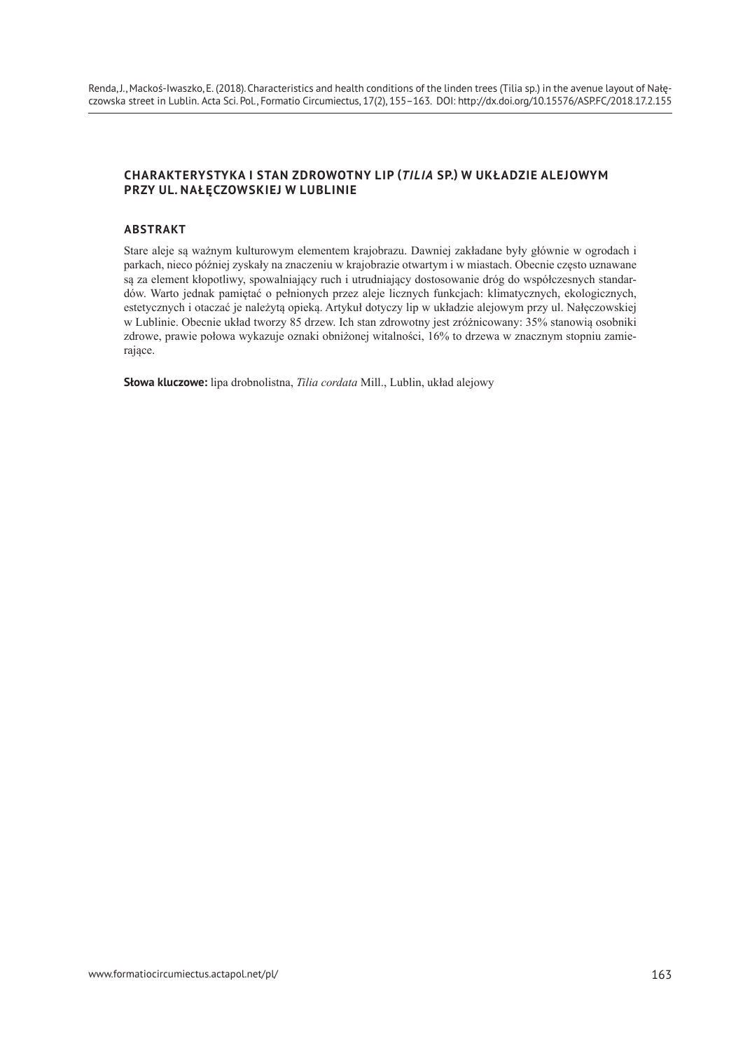## CHARAKTERYSTYKA I STAN ZDROWOTNY LIP (*TILIA* SP.) W UKŁADZIE ALEJOWYM PRZY UL. NAŁĘCZOWSKIEJ W LUBLINIE

### ABSTRAKT

Stare aleje są ważnym kulturowym elementem krajobrazu. Dawniej zakładane były głównie w ogrodach i parkach, nieco później zyskały na znaczeniu w krajobrazie otwartym i w miastach. Obecnie często uznawane są za element kłopotliwy, spowalniający ruch i utrudniający dostosowanie dróg do współczesnych standardów. Warto jednak pamiętać o pełnionych przez aleje licznych funkcjach: klimatycznych, ekologicznych, estetycznych i otaczać je należytą opieką. Artykuł dotyczy lip w układzie alejowym przy ul. Nałęczowskiej w Lublinie. Obecnie układ tworzy 85 drzew. Ich stan zdrowotny jest zróżnicowany: 35% stanowią osobniki zdrowe, prawie połowa wykazuje oznaki obniżonej witalności, 16% to drzewa w znacznym stopniu zamierające.

**Słowa kluczowe:** lipa drobnolistna, *Tilia cordata* Mill., Lublin, układ alejowy